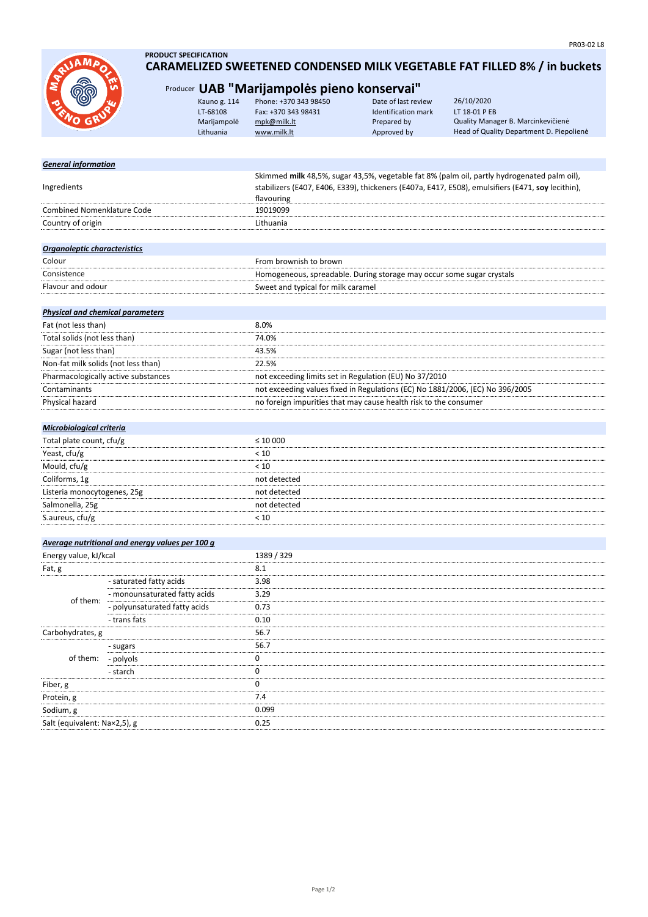PR03-02 L8

**PRODUCT SPECIFICATION**

# CARAMELIZED SWEETENED CONDENSED MILK VEGETABLE FAT FILLED 8% / in buckets

Producer **UAB "Marijampolės pieno konservai"**

| | | | |
|---|---|---|---|
| Kauno g. 114 | Phone: +370 343 98450 | Date of last review | 26/10/2020 |
| LT-68108 | Fax: +370 343 98431 | Identification mark | LT 18-01 P EB |
| Marijampolė | mpk@milk.lt | Prepared by | Quality Manager B. Marcinkevičienė |
| Lithuania | www.milk.lt | Approved by | Head of Quality Department D. Piepolienė |

***General information***

| | |
|---|---|
| Ingredients | Skimmed **milk** 48,5%, sugar 43,5%, vegetable fat 8% (palm oil, partly hydrogenated palm oil), stabilizers (E407, E406, E339), thickeners (E407a, E417, E508), emulsifiers (E471, **soy** lecithin), flavouring |
| Combined Nomenklature Code | 19019099 |
| Country of origin | Lithuania |

***Organoleptic characteristics***

| | |
|---|---|
| Colour | From brownish to brown |
| Consistence | Homogeneous, spreadable. During storage may occur some sugar crystals |
| Flavour and odour | Sweet and typical for milk caramel |

***Physical and chemical parameters***

| | |
|---|---|
| Fat (not less than) | 8.0% |
| Total solids (not less than) | 74.0% |
| Sugar (not less than) | 43.5% |
| Non-fat milk solids (not less than) | 22.5% |
| Pharmacologically active substances | not exceeding limits set in Regulation (EU) No 37/2010 |
| Contaminants | not exceeding values fixed in Regulations (EC) No 1881/2006, (EC) No 396/2005 |
| Physical hazard | no foreign impurities that may cause health risk to the consumer |

***Microbiological criteria***

| | |
|---|---|
| Total plate count, cfu/g | ≤ 10 000 |
| Yeast, cfu/g | < 10 |
| Mould, cfu/g | < 10 |
| Coliforms, 1g | not detected |
| Listeria monocytogenes, 25g | not detected |
| Salmonella, 25g | not detected |
| S.aureus, cfu/g | < 10 |

***Average nutritional and energy values per 100 g***

| | | |
|---|---|---|
| Energy value, kJ/kcal | | 1389 / 329 |
| Fat, g | | 8.1 |
| of them: | - saturated fatty acids | 3.98 |
| | - monounsaturated fatty acids | 3.29 |
| | - polyunsaturated fatty acids | 0.73 |
| | - trans fats | 0.10 |
| Carbohydrates, g | | 56.7 |
| of them: | - sugars | 56.7 |
| | - polyols | 0 |
| | - starch | 0 |
| Fiber, g | | 0 |
| Protein, g | | 7.4 |
| Sodium, g | | 0.099 |
| Salt (equivalent: Na×2,5), g | | 0.25 |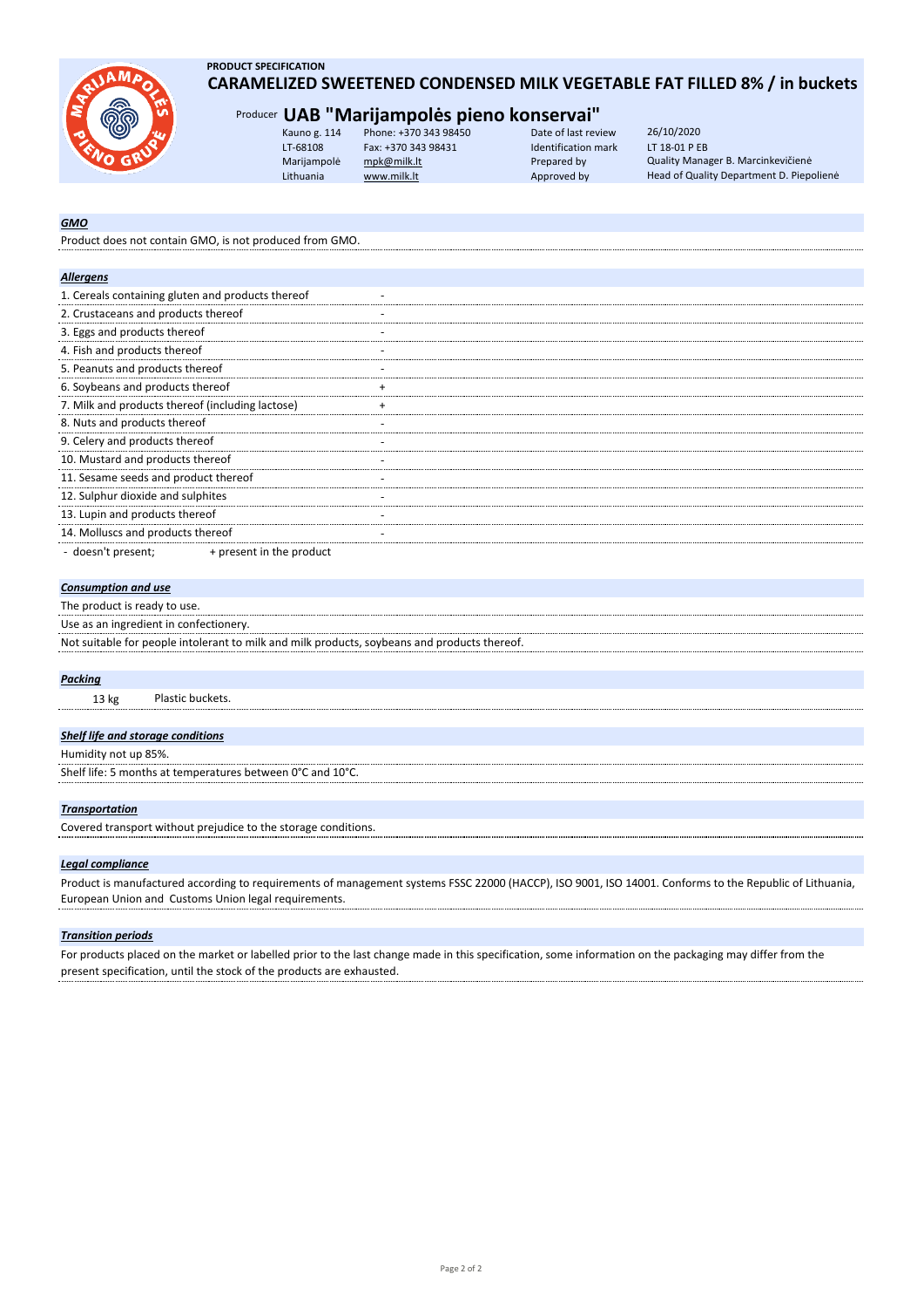**PRODUCT SPECIFICATION**

# CARAMELIZED SWEETENED CONDENSED MILK VEGETABLE FAT FILLED 8% / in buckets

Producer **UAB "Marijampolės pieno konservai"**

| | | | |
|---|---|---|---|
| Kauno g. 114 | Phone: +370 343 98450 | Date of last review | 26/10/2020 |
| LT-68108 | Fax: +370 343 98431 | Identification mark | LT 18-01 P EB |
| Marijampolė | mpk@milk.lt | Prepared by | Quality Manager B. Marcinkevičienė |
| Lithuania | www.milk.lt | Approved by | Head of Quality Department D. Piepolienė |

## *GMO*

Product does not contain GMO, is not produced from GMO.

## *Allergens*

| | |
|---|---|
| 1. Cereals containing gluten and products thereof | - |
| 2. Crustaceans and products thereof | - |
| 3. Eggs and products thereof | - |
| 4. Fish and products thereof | - |
| 5. Peanuts and products thereof | - |
| 6. Soybeans and products thereof | + |
| 7. Milk and products thereof (including lactose) | + |
| 8. Nuts and products thereof | - |
| 9. Celery and products thereof | - |
| 10. Mustard and products thereof | - |
| 11. Sesame seeds and product thereof | - |
| 12. Sulphur dioxide and sulphites | - |
| 13. Lupin and products thereof | - |
| 14. Molluscs and products thereof | - |

- doesn't present; + present in the product

## *Consumption and use*

The product is ready to use.

Use as an ingredient in confectionery.

Not suitable for people intolerant to milk and milk products, soybeans and products thereof.

## *Packing*

13 kg Plastic buckets.

## *Shelf life and storage conditions*

Humidity not up 85%.

Shelf life: 5 months at temperatures between 0°C and 10°C.

## *Transportation*

Covered transport without prejudice to the storage conditions.

## *Legal compliance*

Product is manufactured according to requirements of management systems FSSC 22000 (HACCP), ISO 9001, ISO 14001. Conforms to the Republic of Lithuania, European Union and Customs Union legal requirements.

## *Transition periods*

For products placed on the market or labelled prior to the last change made in this specification, some information on the packaging may differ from the present specification, until the stock of the products are exhausted.